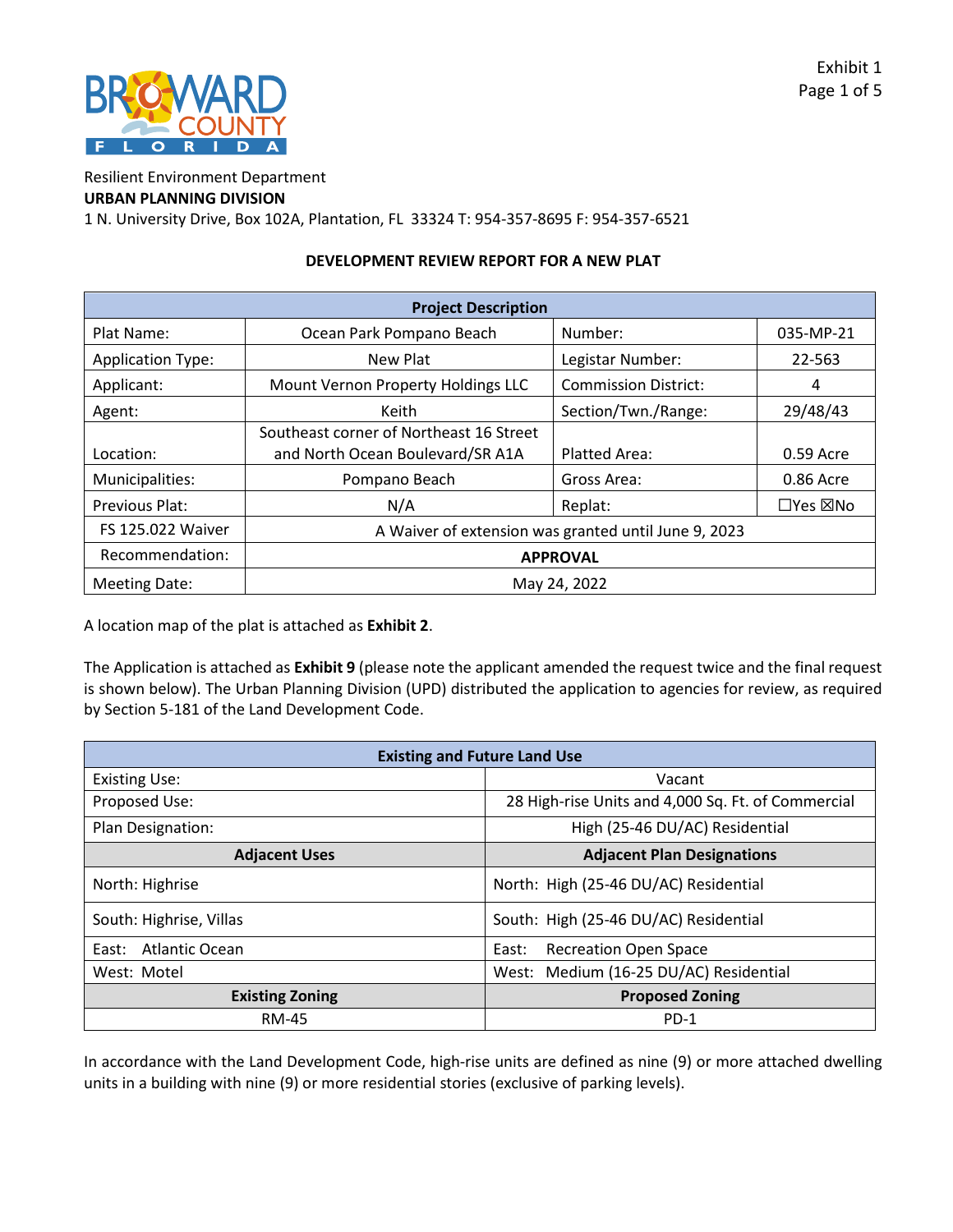Exhibit 1

Resilient Environment Department
**URBAN PLANNING DIVISION**
1 N. University Drive, Box 102A, Plantation, FL 33324 T: 954-357-8695 F: 954-357-6521

## DEVELOPMENT REVIEW REPORT FOR A NEW PLAT

| Project Description | | | |
|---|---|---|---|
| Plat Name: | Ocean Park Pompano Beach | Number: | 035-MP-21 |
| Application Type: | New Plat | Legistar Number: | 22-563 |
| Applicant: | Mount Vernon Property Holdings LLC | Commission District: | 4 |
| Agent: | Keith | Section/Twn./Range: | 29/48/43 |
| Location: | Southeast corner of Northeast 16 Street and North Ocean Boulevard/SR A1A | Platted Area: | 0.59 Acre |
| Municipalities: | Pompano Beach | Gross Area: | 0.86 Acre |
| Previous Plat: | N/A | Replat: | ☐Yes ☒No |
| FS 125.022 Waiver | A Waiver of extension was granted until June 9, 2023 | | |
| Recommendation: | **APPROVAL** | | |
| Meeting Date: | May 24, 2022 | | |

A location map of the plat is attached as **Exhibit 2**.

The Application is attached as **Exhibit 9** (please note the applicant amended the request twice and the final request is shown below). The Urban Planning Division (UPD) distributed the application to agencies for review, as required by Section 5-181 of the Land Development Code.

| Existing and Future Land Use | |
|---|---|
| Existing Use: | Vacant |
| Proposed Use: | 28 High-rise Units and 4,000 Sq. Ft. of Commercial |
| Plan Designation: | High (25-46 DU/AC) Residential |
| **Adjacent Uses** | **Adjacent Plan Designations** |
| North: Highrise | North: High (25-46 DU/AC) Residential |
| South: Highrise, Villas | South: High (25-46 DU/AC) Residential |
| East: Atlantic Ocean | East: Recreation Open Space |
| West: Motel | West: Medium (16-25 DU/AC) Residential |
| **Existing Zoning** | **Proposed Zoning** |
| RM-45 | PD-1 |

In accordance with the Land Development Code, high-rise units are defined as nine (9) or more attached dwelling units in a building with nine (9) or more residential stories (exclusive of parking levels).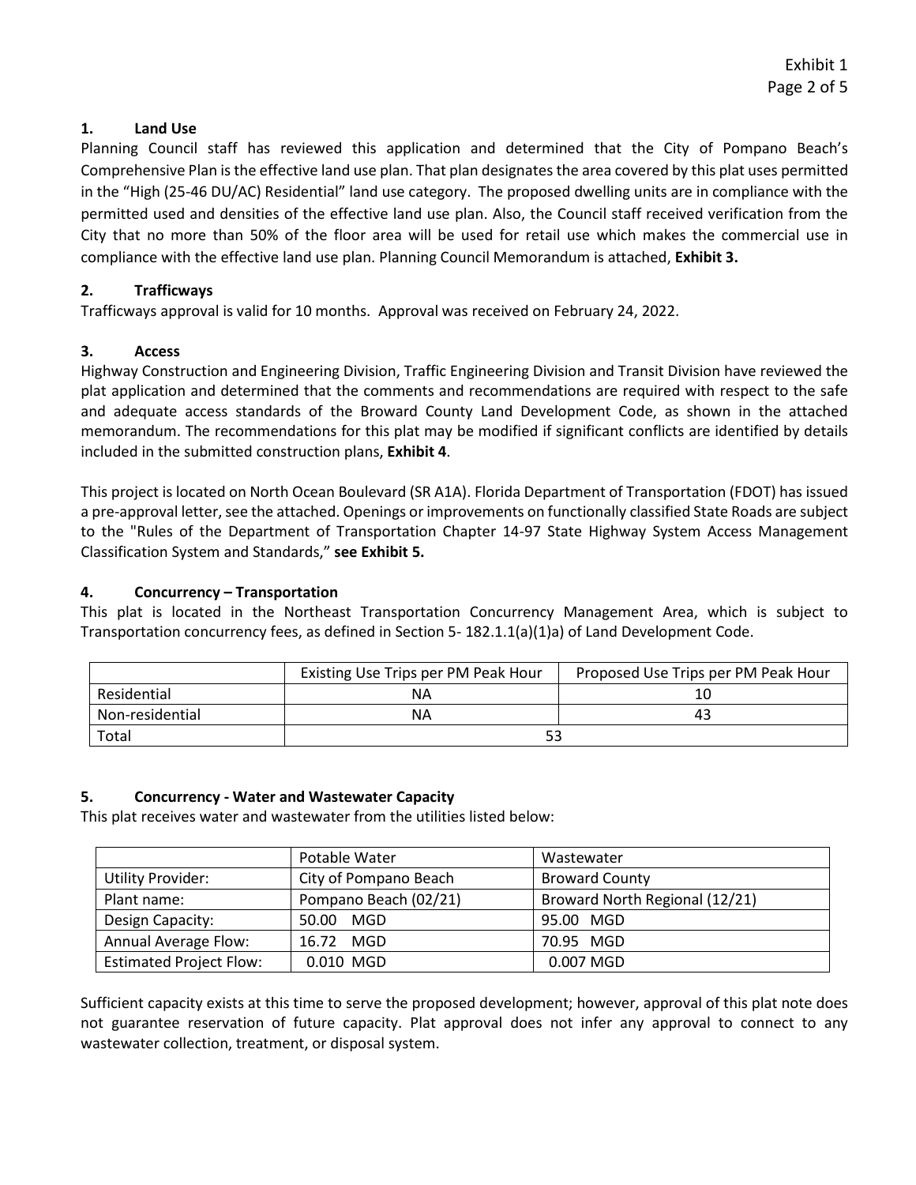## 1. Land Use

Planning Council staff has reviewed this application and determined that the City of Pompano Beach's Comprehensive Plan is the effective land use plan. That plan designates the area covered by this plat uses permitted in the "High (25-46 DU/AC) Residential" land use category. The proposed dwelling units are in compliance with the permitted used and densities of the effective land use plan. Also, the Council staff received verification from the City that no more than 50% of the floor area will be used for retail use which makes the commercial use in compliance with the effective land use plan. Planning Council Memorandum is attached, **Exhibit 3.**

## 2. Trafficways

Trafficways approval is valid for 10 months. Approval was received on February 24, 2022.

## 3. Access

Highway Construction and Engineering Division, Traffic Engineering Division and Transit Division have reviewed the plat application and determined that the comments and recommendations are required with respect to the safe and adequate access standards of the Broward County Land Development Code, as shown in the attached memorandum. The recommendations for this plat may be modified if significant conflicts are identified by details included in the submitted construction plans, **Exhibit 4**.

This project is located on North Ocean Boulevard (SR A1A). Florida Department of Transportation (FDOT) has issued a pre-approval letter, see the attached. Openings or improvements on functionally classified State Roads are subject to the "Rules of the Department of Transportation Chapter 14-97 State Highway System Access Management Classification System and Standards," **see Exhibit 5.**

## 4. Concurrency – Transportation

This plat is located in the Northeast Transportation Concurrency Management Area, which is subject to Transportation concurrency fees, as defined in Section 5- 182.1.1(a)(1)a) of Land Development Code.

| | Existing Use Trips per PM Peak Hour | Proposed Use Trips per PM Peak Hour |
|---|---|---|
| Residential | NA | 10 |
| Non-residential | NA | 43 |
| Total | 53 | |

## 5. Concurrency - Water and Wastewater Capacity

This plat receives water and wastewater from the utilities listed below:

| | Potable Water | Wastewater |
|---|---|---|
| Utility Provider: | City of Pompano Beach | Broward County |
| Plant name: | Pompano Beach (02/21) | Broward North Regional (12/21) |
| Design Capacity: | 50.00 MGD | 95.00 MGD |
| Annual Average Flow: | 16.72 MGD | 70.95 MGD |
| Estimated Project Flow: | 0.010 MGD | 0.007 MGD |

Sufficient capacity exists at this time to serve the proposed development; however, approval of this plat note does not guarantee reservation of future capacity. Plat approval does not infer any approval to connect to any wastewater collection, treatment, or disposal system.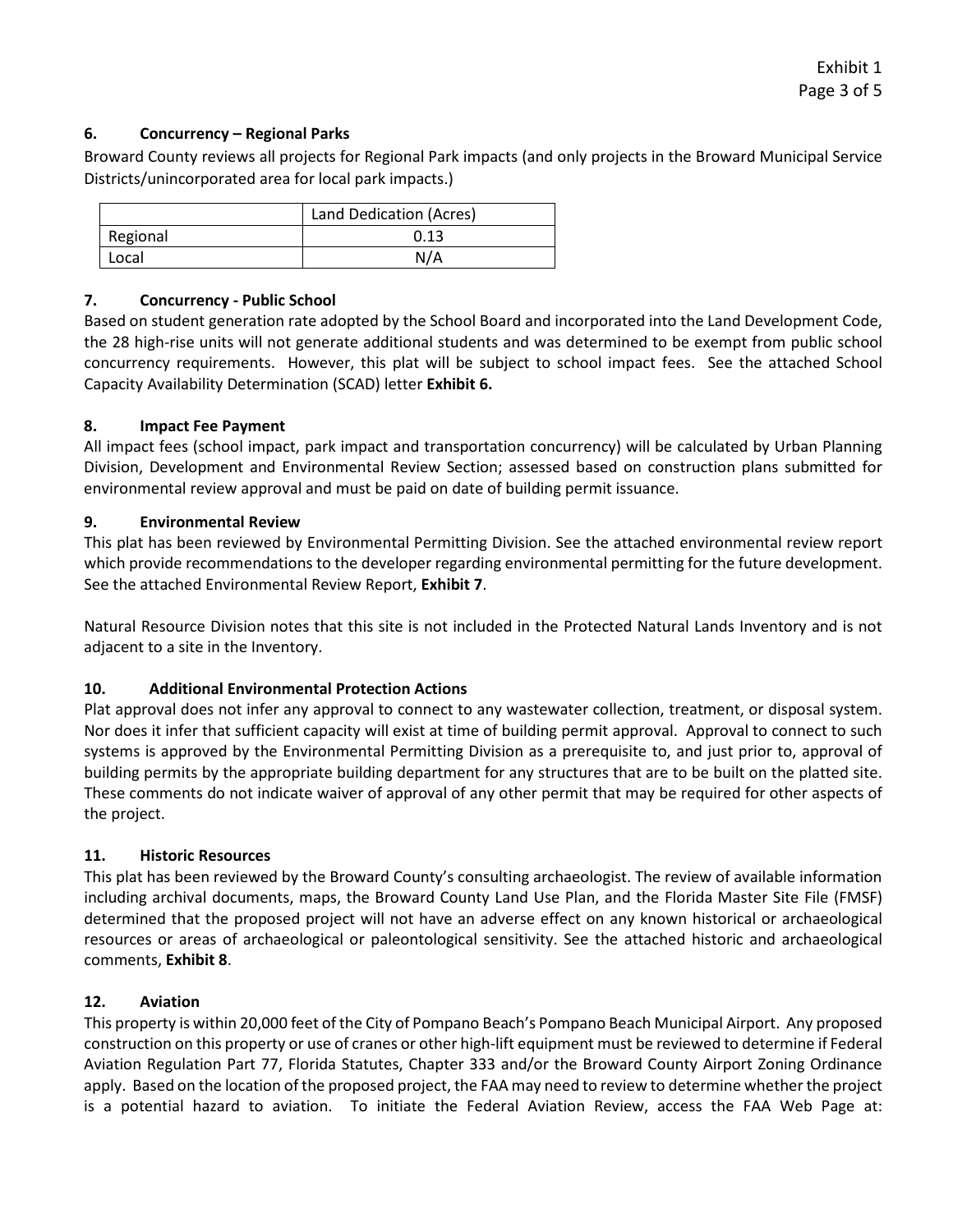### 6. Concurrency – Regional Parks

Broward County reviews all projects for Regional Park impacts (and only projects in the Broward Municipal Service Districts/unincorporated area for local park impacts.)

| | Land Dedication (Acres) |
|---|---|
| Regional | 0.13 |
| Local | N/A |

### 7. Concurrency - Public School

Based on student generation rate adopted by the School Board and incorporated into the Land Development Code, the 28 high-rise units will not generate additional students and was determined to be exempt from public school concurrency requirements. However, this plat will be subject to school impact fees. See the attached School Capacity Availability Determination (SCAD) letter **Exhibit 6.**

### 8. Impact Fee Payment

All impact fees (school impact, park impact and transportation concurrency) will be calculated by Urban Planning Division, Development and Environmental Review Section; assessed based on construction plans submitted for environmental review approval and must be paid on date of building permit issuance.

### 9. Environmental Review

This plat has been reviewed by Environmental Permitting Division. See the attached environmental review report which provide recommendations to the developer regarding environmental permitting for the future development. See the attached Environmental Review Report, **Exhibit 7**.

Natural Resource Division notes that this site is not included in the Protected Natural Lands Inventory and is not adjacent to a site in the Inventory.

### 10. Additional Environmental Protection Actions

Plat approval does not infer any approval to connect to any wastewater collection, treatment, or disposal system. Nor does it infer that sufficient capacity will exist at time of building permit approval. Approval to connect to such systems is approved by the Environmental Permitting Division as a prerequisite to, and just prior to, approval of building permits by the appropriate building department for any structures that are to be built on the platted site. These comments do not indicate waiver of approval of any other permit that may be required for other aspects of the project.

### 11. Historic Resources

This plat has been reviewed by the Broward County's consulting archaeologist. The review of available information including archival documents, maps, the Broward County Land Use Plan, and the Florida Master Site File (FMSF) determined that the proposed project will not have an adverse effect on any known historical or archaeological resources or areas of archaeological or paleontological sensitivity. See the attached historic and archaeological comments, **Exhibit 8**.

### 12. Aviation

This property is within 20,000 feet of the City of Pompano Beach's Pompano Beach Municipal Airport. Any proposed construction on this property or use of cranes or other high-lift equipment must be reviewed to determine if Federal Aviation Regulation Part 77, Florida Statutes, Chapter 333 and/or the Broward County Airport Zoning Ordinance apply. Based on the location of the proposed project, the FAA may need to review to determine whether the project is a potential hazard to aviation. To initiate the Federal Aviation Review, access the FAA Web Page at: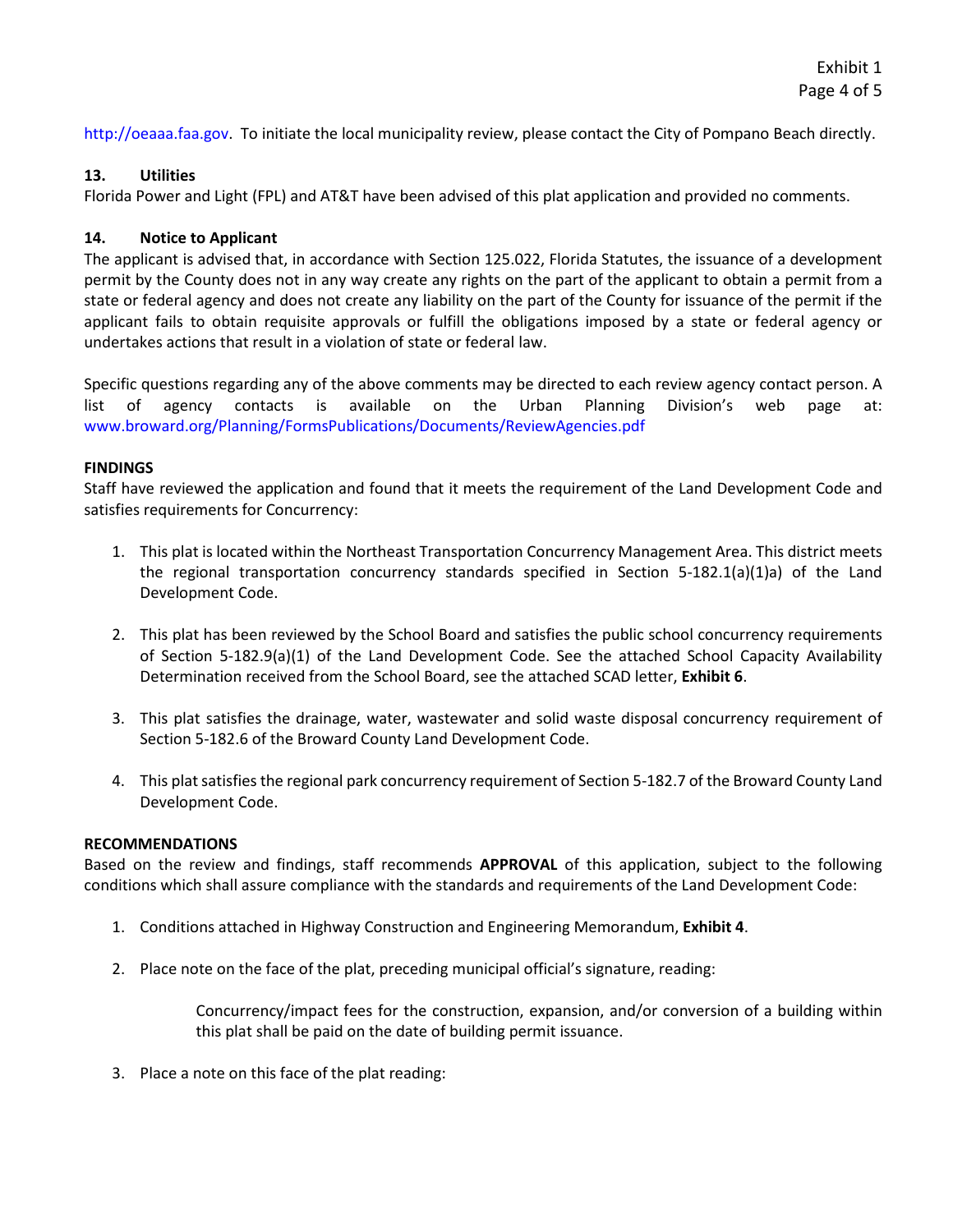http://oeaaa.faa.gov. To initiate the local municipality review, please contact the City of Pompano Beach directly.

**13. Utilities**

Florida Power and Light (FPL) and AT&T have been advised of this plat application and provided no comments.

**14. Notice to Applicant**

The applicant is advised that, in accordance with Section 125.022, Florida Statutes, the issuance of a development permit by the County does not in any way create any rights on the part of the applicant to obtain a permit from a state or federal agency and does not create any liability on the part of the County for issuance of the permit if the applicant fails to obtain requisite approvals or fulfill the obligations imposed by a state or federal agency or undertakes actions that result in a violation of state or federal law.

Specific questions regarding any of the above comments may be directed to each review agency contact person. A list of agency contacts is available on the Urban Planning Division's web page at: www.broward.org/Planning/FormsPublications/Documents/ReviewAgencies.pdf

**FINDINGS**

Staff have reviewed the application and found that it meets the requirement of the Land Development Code and satisfies requirements for Concurrency:

1. This plat is located within the Northeast Transportation Concurrency Management Area. This district meets the regional transportation concurrency standards specified in Section 5-182.1(a)(1)a) of the Land Development Code.

2. This plat has been reviewed by the School Board and satisfies the public school concurrency requirements of Section 5-182.9(a)(1) of the Land Development Code. See the attached School Capacity Availability Determination received from the School Board, see the attached SCAD letter, **Exhibit 6**.

3. This plat satisfies the drainage, water, wastewater and solid waste disposal concurrency requirement of Section 5-182.6 of the Broward County Land Development Code.

4. This plat satisfies the regional park concurrency requirement of Section 5-182.7 of the Broward County Land Development Code.

**RECOMMENDATIONS**

Based on the review and findings, staff recommends **APPROVAL** of this application, subject to the following conditions which shall assure compliance with the standards and requirements of the Land Development Code:

1. Conditions attached in Highway Construction and Engineering Memorandum, **Exhibit 4**.

2. Place note on the face of the plat, preceding municipal official's signature, reading:

   > Concurrency/impact fees for the construction, expansion, and/or conversion of a building within this plat shall be paid on the date of building permit issuance.

3. Place a note on this face of the plat reading: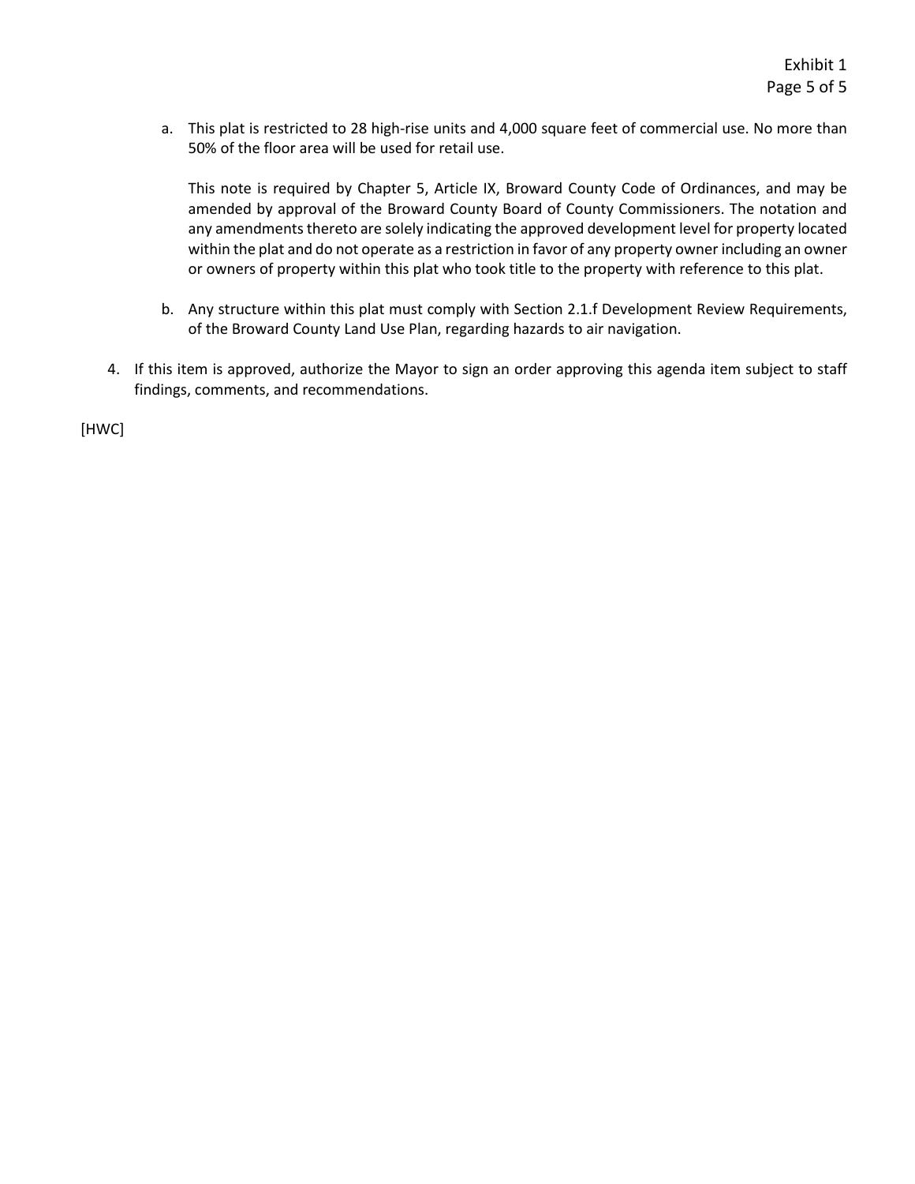a. This plat is restricted to 28 high-rise units and 4,000 square feet of commercial use. No more than 50% of the floor area will be used for retail use.

   This note is required by Chapter 5, Article IX, Broward County Code of Ordinances, and may be amended by approval of the Broward County Board of County Commissioners. The notation and any amendments thereto are solely indicating the approved development level for property located within the plat and do not operate as a restriction in favor of any property owner including an owner or owners of property within this plat who took title to the property with reference to this plat.

b. Any structure within this plat must comply with Section 2.1.f Development Review Requirements, of the Broward County Land Use Plan, regarding hazards to air navigation.

4. If this item is approved, authorize the Mayor to sign an order approving this agenda item subject to staff findings, comments, and recommendations.

[HWC]